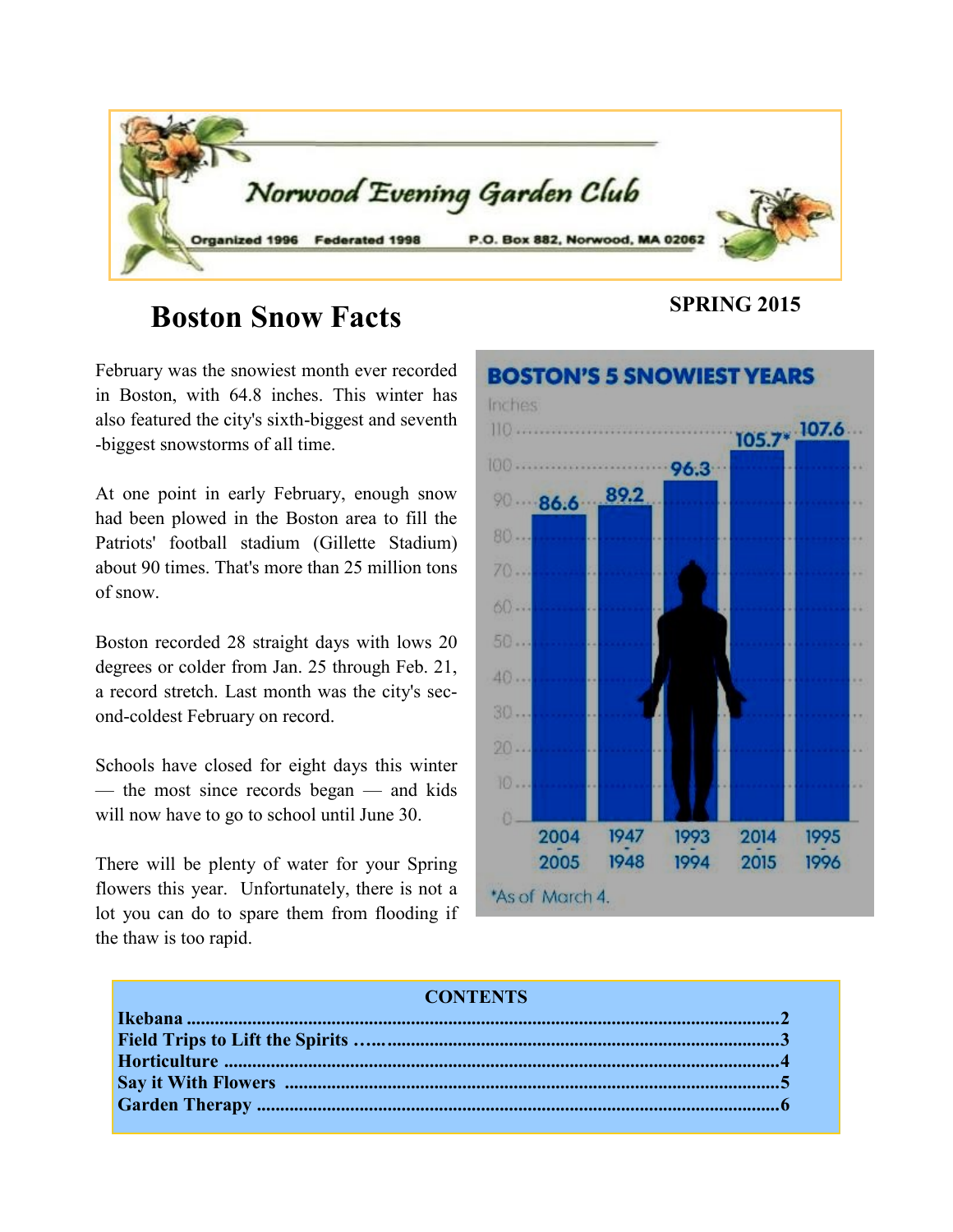# Norwood Evening Garden Club

Organized 1996 Federated 1998 P.O. Box 882, Norwood, MA 02062

**SPRING 2015**

## Boston Snow Facts

February was the snowiest month ever recorded in Boston, with 64.8 inches. This winter has also featured the city's sixth-biggest and seventh-biggest snowstorms of all time.

At one point in early February, enough snow had been plowed in the Boston area to fill the Patriots' football stadium (Gillette Stadium) about 90 times. That's more than 25 million tons of snow.

Boston recorded 28 straight days with lows 20 degrees or colder from Jan. 25 through Feb. 21, a record stretch. Last month was the city's second-coldest February on record.

Schools have closed for eight days this winter — the most since records began — and kids will now have to go to school until June 30.

There will be plenty of water for your Spring flowers this year. Unfortunately, there is not a lot you can do to spare them from flooding if the thaw is too rapid.

**BOSTON'S 5 SNOWIEST YEARS**

| Years | Inches |
|---|---|
| 2004-2005 | 86.6 |
| 1947-1948 | 89.2 |
| 1993-1994 | 96.3 |
| 2014-2015 | 105.7* |
| 1995-1996 | 107.6 |

*As of March 4.

**CONTENTS**

**Ikebana** .......... 2
**Field Trips to Lift the Spirits** .......... 3
**Horticulture** .......... 4
**Say it With Flowers** .......... 5
**Garden Therapy** .......... 6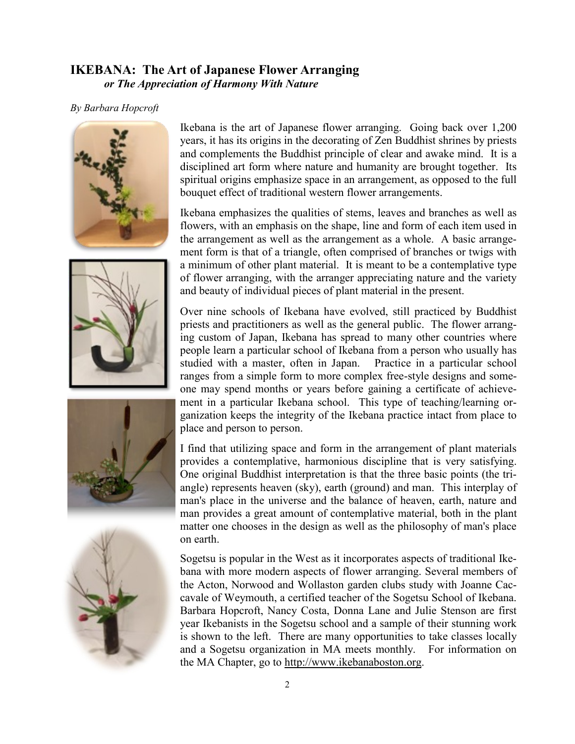# IKEBANA: The Art of Japanese Flower Arranging

***or The Appreciation of Harmony With Nature***

*By Barbara Hopcroft*

Ikebana is the art of Japanese flower arranging. Going back over 1,200 years, it has its origins in the decorating of Zen Buddhist shrines by priests and complements the Buddhist principle of clear and awake mind. It is a disciplined art form where nature and humanity are brought together. Its spiritual origins emphasize space in an arrangement, as opposed to the full bouquet effect of traditional western flower arrangements.

Ikebana emphasizes the qualities of stems, leaves and branches as well as flowers, with an emphasis on the shape, line and form of each item used in the arrangement as well as the arrangement as a whole. A basic arrangement form is that of a triangle, often comprised of branches or twigs with a minimum of other plant material. It is meant to be a contemplative type of flower arranging, with the arranger appreciating nature and the variety and beauty of individual pieces of plant material in the present.

Over nine schools of Ikebana have evolved, still practiced by Buddhist priests and practitioners as well as the general public. The flower arranging custom of Japan, Ikebana has spread to many other countries where people learn a particular school of Ikebana from a person who usually has studied with a master, often in Japan. Practice in a particular school ranges from a simple form to more complex free-style designs and someone may spend months or years before gaining a certificate of achievement in a particular Ikebana school. This type of teaching/learning organization keeps the integrity of the Ikebana practice intact from place to place and person to person.

I find that utilizing space and form in the arrangement of plant materials provides a contemplative, harmonious discipline that is very satisfying. One original Buddhist interpretation is that the three basic points (the triangle) represents heaven (sky), earth (ground) and man. This interplay of man's place in the universe and the balance of heaven, earth, nature and man provides a great amount of contemplative material, both in the plant matter one chooses in the design as well as the philosophy of man's place on earth.

Sogetsu is popular in the West as it incorporates aspects of traditional Ikebana with more modern aspects of flower arranging. Several members of the Acton, Norwood and Wollaston garden clubs study with Joanne Caccavale of Weymouth, a certified teacher of the Sogetsu School of Ikebana. Barbara Hopcroft, Nancy Costa, Donna Lane and Julie Stenson are first year Ikebanists in the Sogetsu school and a sample of their stunning work is shown to the left. There are many opportunities to take classes locally and a Sogetsu organization in MA meets monthly. For information on the MA Chapter, go to http://www.ikebanaboston.org.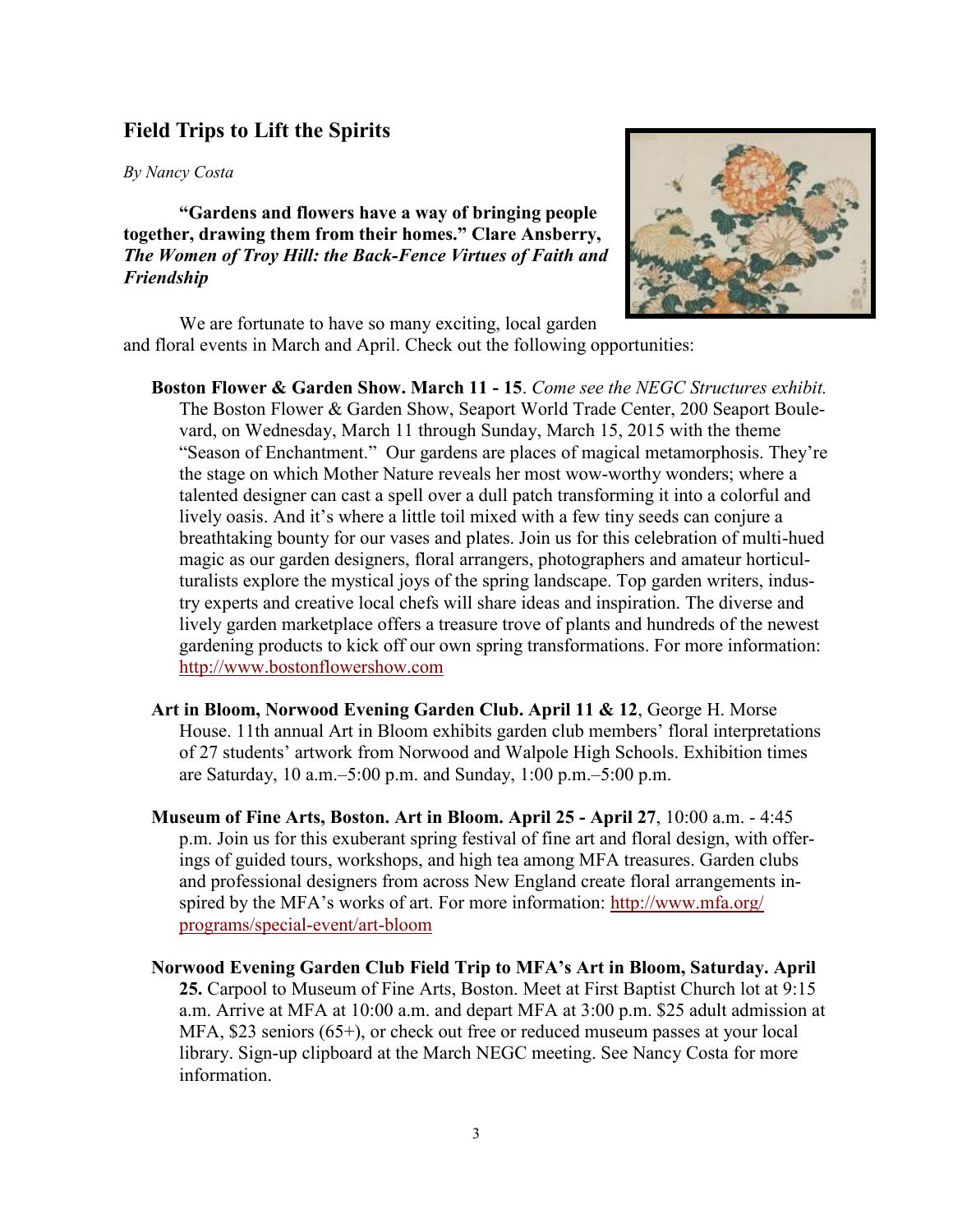## Field Trips to Lift the Spirits

*By Nancy Costa*

**"Gardens and flowers have a way of bringing people together, drawing them from their homes." Clare Ansberry, *The Women of Troy Hill: the Back-Fence Virtues of Faith and Friendship***

We are fortunate to have so many exciting, local garden and floral events in March and April. Check out the following opportunities:

**Boston Flower & Garden Show. March 11 - 15**. *Come see the NEGC Structures exhibit.* The Boston Flower & Garden Show, Seaport World Trade Center, 200 Seaport Boulevard, on Wednesday, March 11 through Sunday, March 15, 2015 with the theme "Season of Enchantment." Our gardens are places of magical metamorphosis. They're the stage on which Mother Nature reveals her most wow-worthy wonders; where a talented designer can cast a spell over a dull patch transforming it into a colorful and lively oasis. And it's where a little toil mixed with a few tiny seeds can conjure a breathtaking bounty for our vases and plates. Join us for this celebration of multi-hued magic as our garden designers, floral arrangers, photographers and amateur horticulturalists explore the mystical joys of the spring landscape. Top garden writers, industry experts and creative local chefs will share ideas and inspiration. The diverse and lively garden marketplace offers a treasure trove of plants and hundreds of the newest gardening products to kick off our own spring transformations. For more information: http://www.bostonflowershow.com

**Art in Bloom, Norwood Evening Garden Club. April 11 & 12**, George H. Morse House. 11th annual Art in Bloom exhibits garden club members' floral interpretations of 27 students' artwork from Norwood and Walpole High Schools. Exhibition times are Saturday, 10 a.m.–5:00 p.m. and Sunday, 1:00 p.m.–5:00 p.m.

**Museum of Fine Arts, Boston. Art in Bloom. April 25 - April 27**, 10:00 a.m. - 4:45 p.m. Join us for this exuberant spring festival of fine art and floral design, with offerings of guided tours, workshops, and high tea among MFA treasures. Garden clubs and professional designers from across New England create floral arrangements inspired by the MFA's works of art. For more information: http://www.mfa.org/programs/special-event/art-bloom

**Norwood Evening Garden Club Field Trip to MFA's Art in Bloom, Saturday. April 25.** Carpool to Museum of Fine Arts, Boston. Meet at First Baptist Church lot at 9:15 a.m. Arrive at MFA at 10:00 a.m. and depart MFA at 3:00 p.m. $25 adult admission at MFA, $23 seniors (65+), or check out free or reduced museum passes at your local library. Sign-up clipboard at the March NEGC meeting. See Nancy Costa for more information.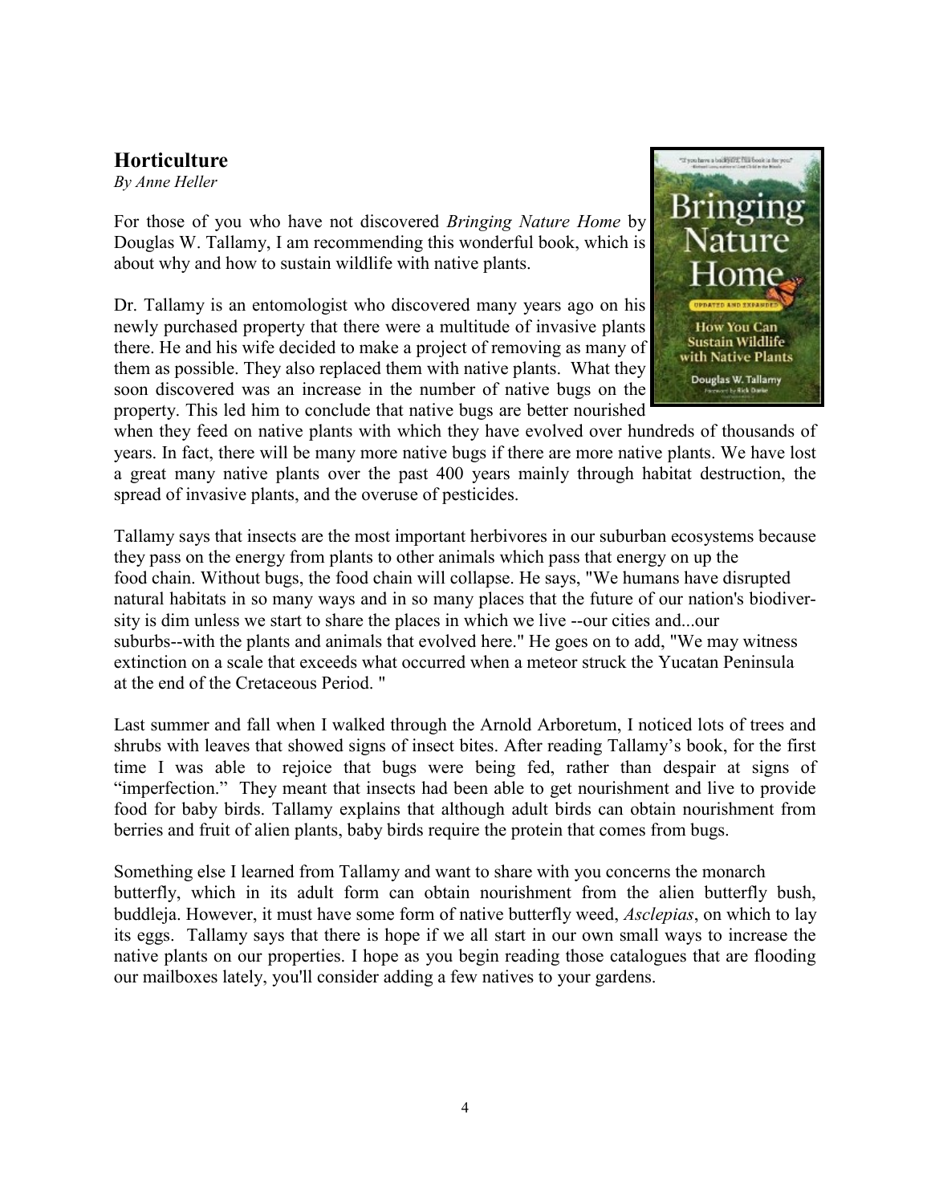## Horticulture

*By Anne Heller*

For those of you who have not discovered *Bringing Nature Home* by Douglas W. Tallamy, I am recommending this wonderful book, which is about why and how to sustain wildlife with native plants.

Dr. Tallamy is an entomologist who discovered many years ago on his newly purchased property that there were a multitude of invasive plants there. He and his wife decided to make a project of removing as many of them as possible. They also replaced them with native plants. What they soon discovered was an increase in the number of native bugs on the property. This led him to conclude that native bugs are better nourished when they feed on native plants with which they have evolved over hundreds of thousands of years. In fact, there will be many more native bugs if there are more native plants. We have lost a great many native plants over the past 400 years mainly through habitat destruction, the spread of invasive plants, and the overuse of pesticides.

Tallamy says that insects are the most important herbivores in our suburban ecosystems because they pass on the energy from plants to other animals which pass that energy on up the food chain. Without bugs, the food chain will collapse. He says, "We humans have disrupted natural habitats in so many ways and in so many places that the future of our nation's biodiversity is dim unless we start to share the places in which we live --our cities and...our suburbs--with the plants and animals that evolved here." He goes on to add, "We may witness extinction on a scale that exceeds what occurred when a meteor struck the Yucatan Peninsula at the end of the Cretaceous Period. "

Last summer and fall when I walked through the Arnold Arboretum, I noticed lots of trees and shrubs with leaves that showed signs of insect bites. After reading Tallamy's book, for the first time I was able to rejoice that bugs were being fed, rather than despair at signs of "imperfection." They meant that insects had been able to get nourishment and live to provide food for baby birds. Tallamy explains that although adult birds can obtain nourishment from berries and fruit of alien plants, baby birds require the protein that comes from bugs.

Something else I learned from Tallamy and want to share with you concerns the monarch butterfly, which in its adult form can obtain nourishment from the alien butterfly bush, buddleja. However, it must have some form of native butterfly weed, *Asclepias*, on which to lay its eggs. Tallamy says that there is hope if we all start in our own small ways to increase the native plants on our properties. I hope as you begin reading those catalogues that are flooding our mailboxes lately, you'll consider adding a few natives to your gardens.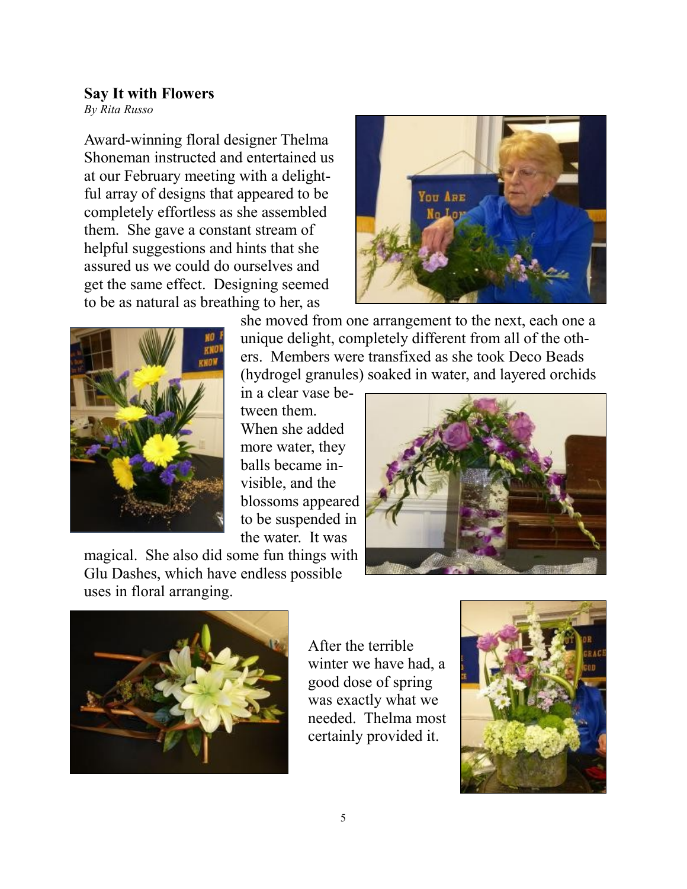**Say It with Flowers**

*By Rita Russo*

Award-winning floral designer Thelma Shoneman instructed and entertained us at our February meeting with a delightful array of designs that appeared to be completely effortless as she assembled them. She gave a constant stream of helpful suggestions and hints that she assured us we could do ourselves and get the same effect. Designing seemed to be as natural as breathing to her, as she moved from one arrangement to the next, each one a unique delight, completely different from all of the others. Members were transfixed as she took Deco Beads (hydrogel granules) soaked in water, and layered orchids in a clear vase between them. When she added more water, they balls became invisible, and the blossoms appeared to be suspended in the water. It was magical. She also did some fun things with Glu Dashes, which have endless possible uses in floral arranging.

After the terrible winter we have had, a good dose of spring was exactly what we needed. Thelma most certainly provided it.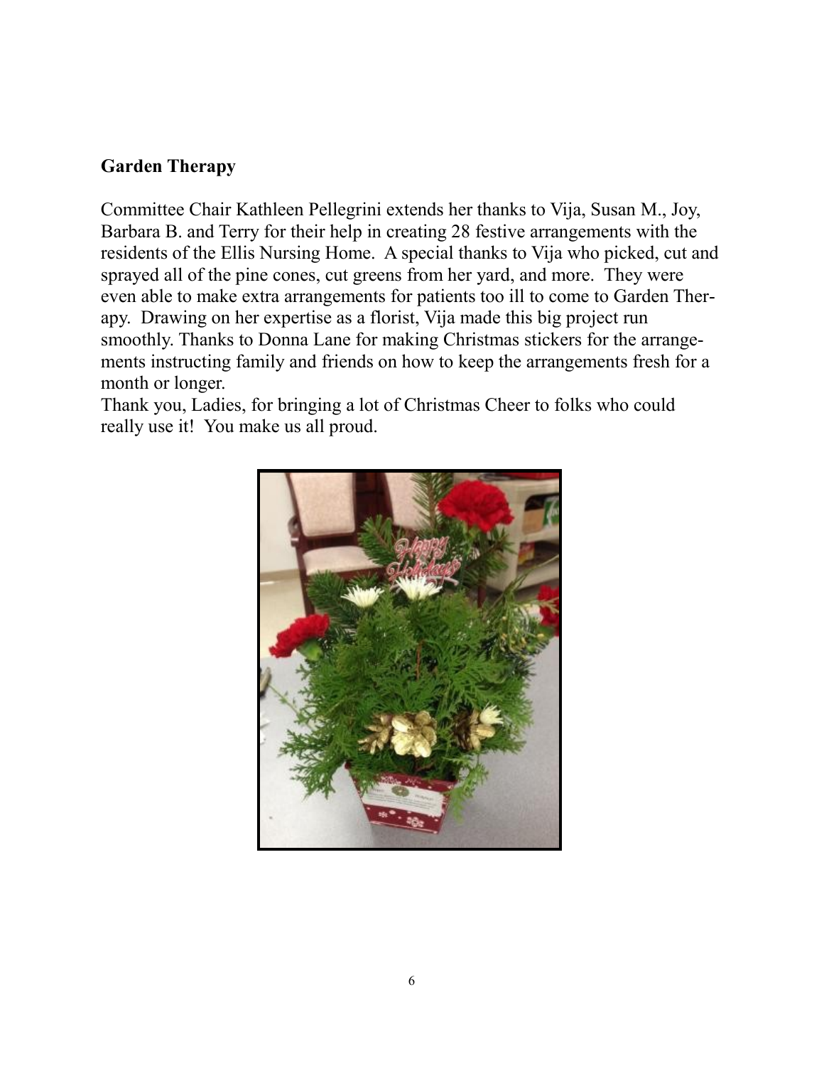**Garden Therapy**

Committee Chair Kathleen Pellegrini extends her thanks to Vija, Susan M., Joy, Barbara B. and Terry for their help in creating 28 festive arrangements with the residents of the Ellis Nursing Home. A special thanks to Vija who picked, cut and sprayed all of the pine cones, cut greens from her yard, and more. They were even able to make extra arrangements for patients too ill to come to Garden Therapy. Drawing on her expertise as a florist, Vija made this big project run smoothly. Thanks to Donna Lane for making Christmas stickers for the arrangements instructing family and friends on how to keep the arrangements fresh for a month or longer.
Thank you, Ladies, for bringing a lot of Christmas Cheer to folks who could really use it! You make us all proud.